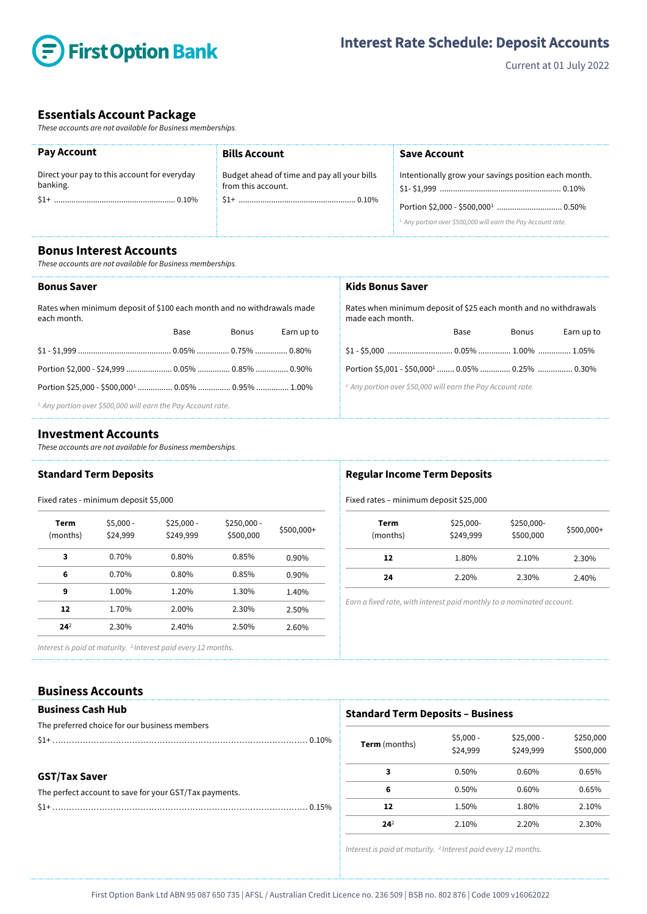# First Option Bank

## Interest Rate Schedule: Deposit Accounts

Current at 01 July 2022

## Essentials Account Package

*These accounts are not available for Business memberships.*

### Pay Account

Direct your pay to this account for everyday banking.

$1+ ........................................................ 0.10%

### Bills Account

Budget ahead of time and pay all your bills from this account.

$1+ ........................................................ 0.10%

### Save Account

Intentionally grow your savings position each month.

$1- $1,999 ........................................................ 0.10%

Portion $2,000 - $500,000[1] .............................. 0.50%

*[1] Any portion over $500,000 will earn the Pay Account rate.*

## Bonus Interest Accounts

*These accounts are not available for Business memberships.*

### Bonus Saver

Rates when minimum deposit of $100 each month and no withdrawals made each month.

| | Base | Bonus | Earn up to |
|---|---|---|---|
| $1 - $1,999 | 0.05% | 0.75% | 0.80% |
| Portion $2,000 - $24,999 | 0.05% | 0.85% | 0.90% |
| Portion $25,000 - $500,000[1] | 0.05% | 0.95% | 1.00% |

*[1] Any portion over $500,000 will earn the Pay Account rate.*

### Kids Bonus Saver

Rates when minimum deposit of $25 each month and no withdrawals made each month.

| | Base | Bonus | Earn up to |
|---|---|---|---|
| $1 - $5,000 | 0.05% | 1.00% | 1.05% |
| Portion $5,001 - $50,000[1] | 0.05% | 0.25% | 0.30% |

*[1] Any portion over $50,000 will earn the Pay Account rate.*

## Investment Accounts

*These accounts are not available for Business memberships.*

### Standard Term Deposits

Fixed rates - minimum deposit $5,000

| Term (months) | $5,000 - $24,999 | $25,000 - $249,999 | $250,000 - $500,000 | $500,000+ |
|---|---|---|---|---|
| **3** | 0.70% | 0.80% | 0.85% | 0.90% |
| **6** | 0.70% | 0.80% | 0.85% | 0.90% |
| **9** | 1.00% | 1.20% | 1.30% | 1.40% |
| **12** | 1.70% | 2.00% | 2.30% | 2.50% |
| **24**[2] | 2.30% | 2.40% | 2.50% | 2.60% |

*Interest is paid at maturity. [2] Interest paid every 12 months.*

### Regular Income Term Deposits

Fixed rates – minimum deposit $25,000

| Term (months) | $25,000- $249,999 | $250,000- $500,000 | $500,000+ |
|---|---|---|---|
| **12** | 1.80% | 2.10% | 2.30% |
| **24** | 2.20% | 2.30% | 2.40% |

*Earn a fixed rate, with interest paid monthly to a nominated account.*

## Business Accounts

### Business Cash Hub

The preferred choice for our business members

$1+ ........................................................ 0.10%

### GST/Tax Saver

The perfect account to save for your GST/Tax payments.

$1+ ........................................................ 0.15%

### Standard Term Deposits – Business

| **Term** (months) | $5,000 - $24,999 | $25,000 - $249,999 | $250,000 $500,000 |
|---|---|---|---|
| **3** | 0.50% | 0.60% | 0.65% |
| **6** | 0.50% | 0.60% | 0.65% |
| **12** | 1.50% | 1.80% | 2.10% |
| **24**[2] | 2.10% | 2.20% | 2.30% |

*Interest is paid at maturity. [2] Interest paid every 12 months.*

First Option Bank Ltd ABN 95 087 650 735 | AFSL / Australian Credit Licence no. 236 509 | BSB no. 802 876 | Code 1009 v16062022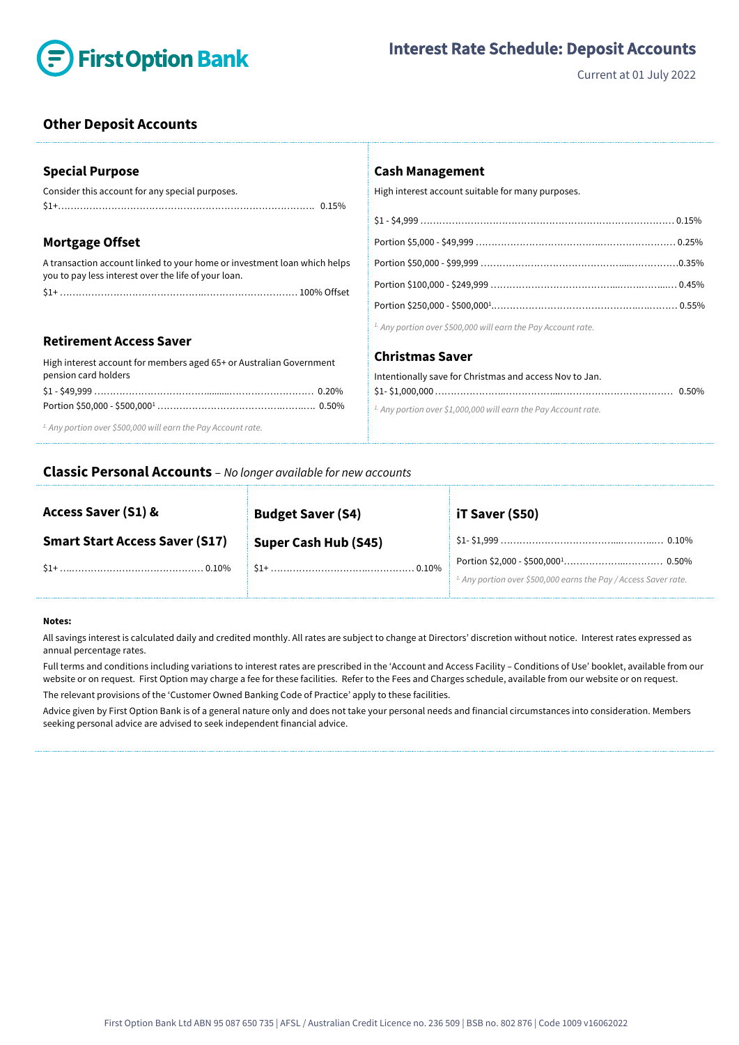First Option Bank

# Interest Rate Schedule: Deposit Accounts

Current at 01 July 2022

## Other Deposit Accounts

### Special Purpose

Consider this account for any special purposes.

$1+ ........................................................................ 0.15%

### Mortgage Offset

A transaction account linked to your home or investment loan which helps you to pay less interest over the life of your loan.

$1+ ........................................................................ 100% Offset

### Retirement Access Saver

High interest account for members aged 65+ or Australian Government pension card holders

$1 - $49,999 ........................................................................ 0.20%

Portion $50,000 - $500,000[1] ........................................................................ 0.50%

*[1] Any portion over $500,000 will earn the Pay Account rate.*

### Cash Management

High interest account suitable for many purposes.

$1 - $4,999 ........................................................................ 0.15%

Portion $5,000 - $49,999 ........................................................................ 0.25%

Portion $50,000 - $99,999 ........................................................................ 0.35%

Portion $100,000 - $249,999 ........................................................................ 0.45%

Portion $250,000 - $500,000[1] ........................................................................ 0.55%

*[1] Any portion over $500,000 will earn the Pay Account rate.*

### Christmas Saver

Intentionally save for Christmas and access Nov to Jan.

$1- $1,000,000 ........................................................................ 0.50%

*[1] Any portion over $1,000,000 will earn the Pay Account rate.*

## Classic Personal Accounts – *No longer available for new accounts*

### Access Saver (S1) &

### Smart Start Access Saver (S17)

$1+ ........................................................................ 0.10%

### Budget Saver (S4)

### Super Cash Hub (S45)

$1+ ........................................................................ 0.10%

### iT Saver (S50)

$1- $1,999 ........................................................................ 0.10%

Portion $2,000 - $500,000[1] ........................................................................ 0.50%

*[1] Any portion over $500,000 earns the Pay / Access Saver rate.*

**Notes:**

All savings interest is calculated daily and credited monthly. All rates are subject to change at Directors' discretion without notice. Interest rates expressed as annual percentage rates.

Full terms and conditions including variations to interest rates are prescribed in the 'Account and Access Facility – Conditions of Use' booklet, available from our website or on request. First Option may charge a fee for these facilities. Refer to the Fees and Charges schedule, available from our website or on request.

The relevant provisions of the 'Customer Owned Banking Code of Practice' apply to these facilities.

Advice given by First Option Bank is of a general nature only and does not take your personal needs and financial circumstances into consideration. Members seeking personal advice are advised to seek independent financial advice.

First Option Bank Ltd ABN 95 087 650 735 | AFSL / Australian Credit Licence no. 236 509 | BSB no. 802 876 | Code 1009 v16062022